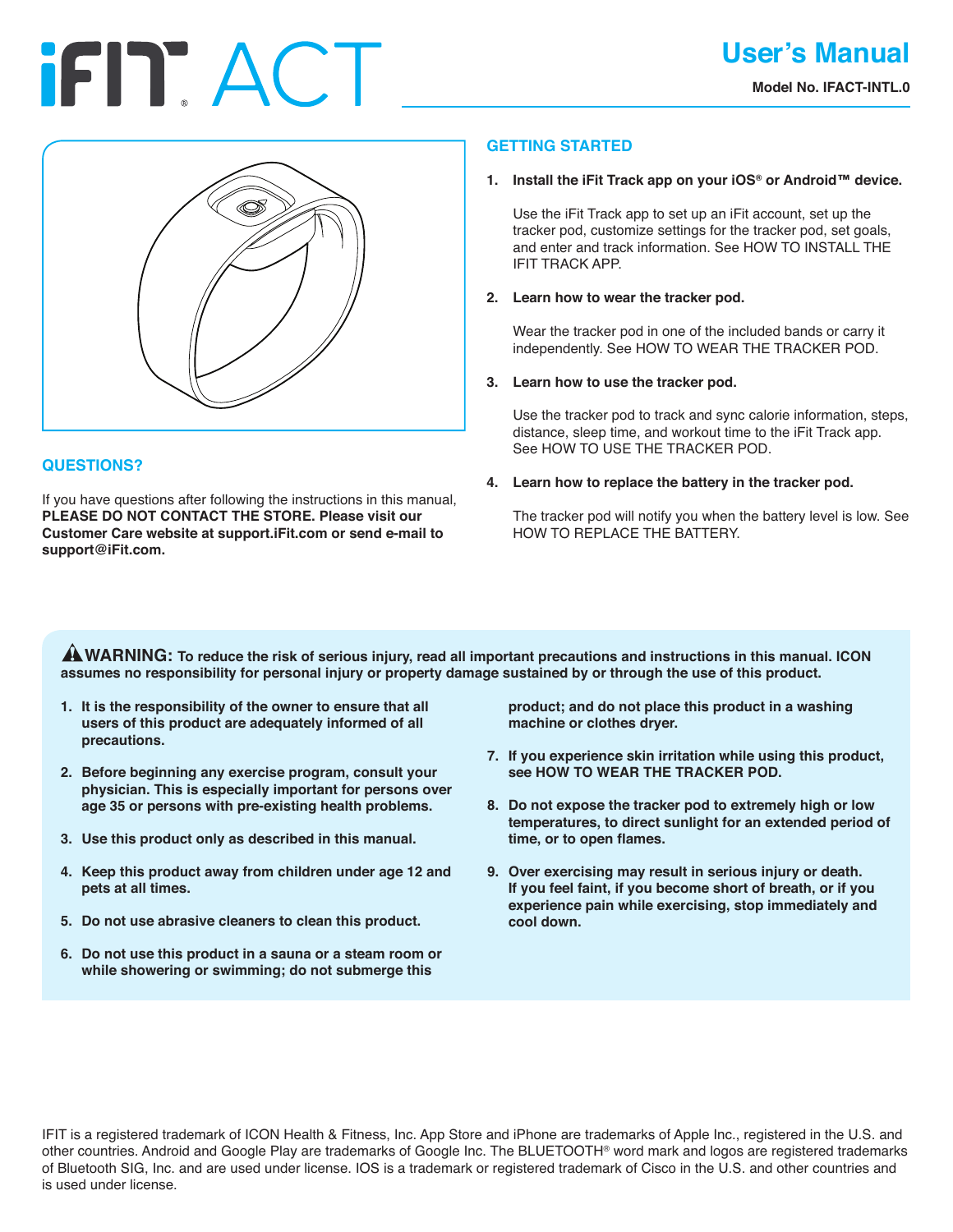# iFIT ACT

## User's Manual

**Model No. IFACT-INTL.0**

## QUESTIONS?

If you have questions after following the instructions in this manual, **PLEASE DO NOT CONTACT THE STORE. Please visit our Customer Care website at support.iFit.com or send e-mail to support@iFit.com.**

## GETTING STARTED

1. **Install the iFit Track app on your iOS® or Android™ device.**

   Use the iFit Track app to set up an iFit account, set up the tracker pod, customize settings for the tracker pod, set goals, and enter and track information. See HOW TO INSTALL THE IFIT TRACK APP.

2. **Learn how to wear the tracker pod.**

   Wear the tracker pod in one of the included bands or carry it independently. See HOW TO WEAR THE TRACKER POD.

3. **Learn how to use the tracker pod.**

   Use the tracker pod to track and sync calorie information, steps, distance, sleep time, and workout time to the iFit Track app. See HOW TO USE THE TRACKER POD.

4. **Learn how to replace the battery in the tracker pod.**

   The tracker pod will notify you when the battery level is low. See HOW TO REPLACE THE BATTERY.

**⚠WARNING: To reduce the risk of serious injury, read all important precautions and instructions in this manual. ICON assumes no responsibility for personal injury or property damage sustained by or through the use of this product.**

1. **It is the responsibility of the owner to ensure that all users of this product are adequately informed of all precautions.**
2. **Before beginning any exercise program, consult your physician. This is especially important for persons over age 35 or persons with pre-existing health problems.**
3. **Use this product only as described in this manual.**
4. **Keep this product away from children under age 12 and pets at all times.**
5. **Do not use abrasive cleaners to clean this product.**
6. **Do not use this product in a sauna or a steam room or while showering or swimming; do not submerge this product; and do not place this product in a washing machine or clothes dryer.**
7. **If you experience skin irritation while using this product, see HOW TO WEAR THE TRACKER POD.**
8. **Do not expose the tracker pod to extremely high or low temperatures, to direct sunlight for an extended period of time, or to open flames.**
9. **Over exercising may result in serious injury or death. If you feel faint, if you become short of breath, or if you experience pain while exercising, stop immediately and cool down.**

IFIT is a registered trademark of ICON Health & Fitness, Inc. App Store and iPhone are trademarks of Apple Inc., registered in the U.S. and other countries. Android and Google Play are trademarks of Google Inc. The BLUETOOTH® word mark and logos are registered trademarks of Bluetooth SIG, Inc. and are used under license. IOS is a trademark or registered trademark of Cisco in the U.S. and other countries and is used under license.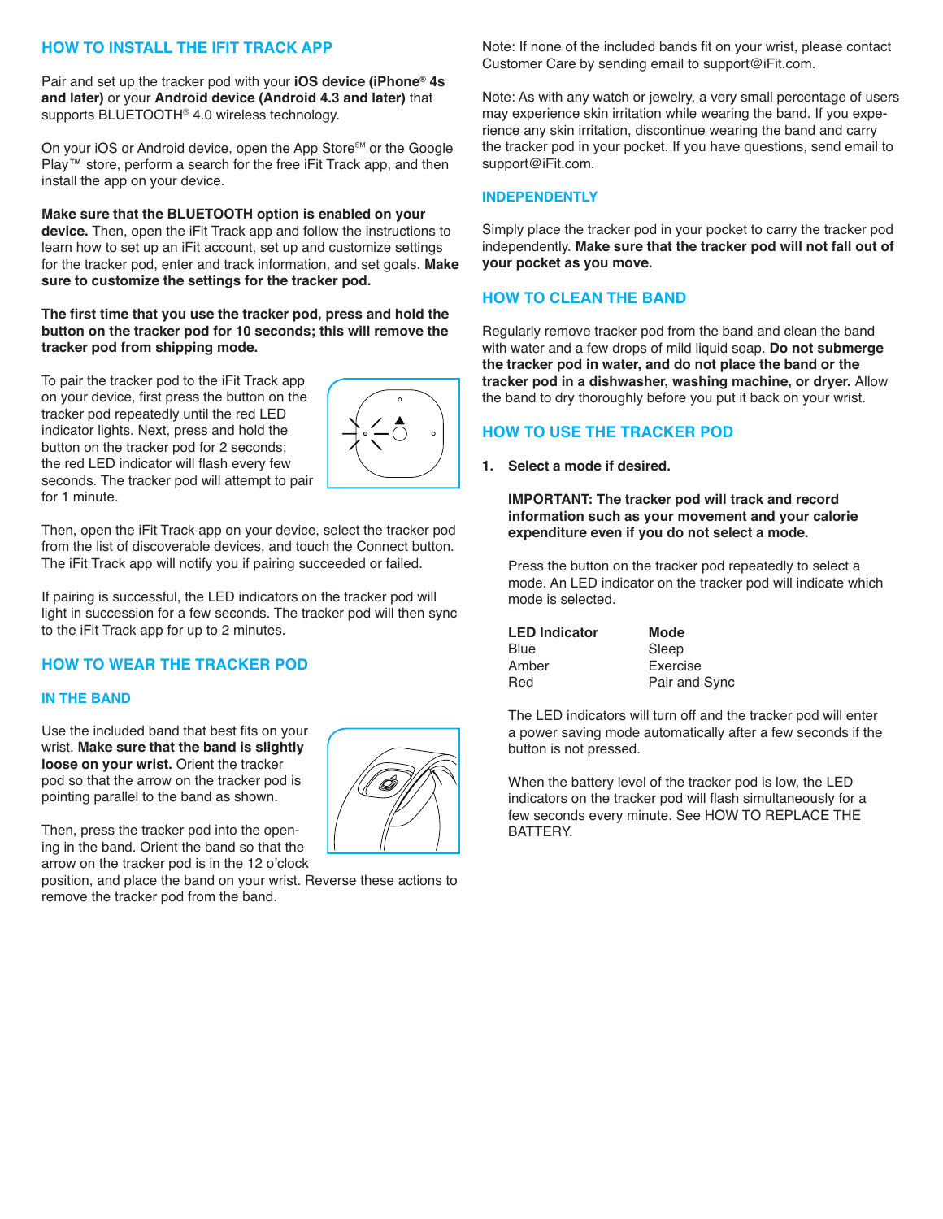## HOW TO INSTALL THE IFIT TRACK APP

Pair and set up the tracker pod with your **iOS device (iPhone® 4s and later)** or your **Android device (Android 4.3 and later)** that supports BLUETOOTH® 4.0 wireless technology.

On your iOS or Android device, open the App Store℠ or the Google Play™ store, perform a search for the free iFit Track app, and then install the app on your device.

**Make sure that the BLUETOOTH option is enabled on your device.** Then, open the iFit Track app and follow the instructions to learn how to set up an iFit account, set up and customize settings for the tracker pod, enter and track information, and set goals. **Make sure to customize the settings for the tracker pod.**

**The first time that you use the tracker pod, press and hold the button on the tracker pod for 10 seconds; this will remove the tracker pod from shipping mode.**

To pair the tracker pod to the iFit Track app on your device, first press the button on the tracker pod repeatedly until the red LED indicator lights. Next, press and hold the button on the tracker pod for 2 seconds; the red LED indicator will flash every few seconds. The tracker pod will attempt to pair for 1 minute.

Then, open the iFit Track app on your device, select the tracker pod from the list of discoverable devices, and touch the Connect button. The iFit Track app will notify you if pairing succeeded or failed.

If pairing is successful, the LED indicators on the tracker pod will light in succession for a few seconds. The tracker pod will then sync to the iFit Track app for up to 2 minutes.

## HOW TO WEAR THE TRACKER POD

### IN THE BAND

Use the included band that best fits on your wrist. **Make sure that the band is slightly loose on your wrist.** Orient the tracker pod so that the arrow on the tracker pod is pointing parallel to the band as shown.

Then, press the tracker pod into the opening in the band. Orient the band so that the arrow on the tracker pod is in the 12 o'clock position, and place the band on your wrist. Reverse these actions to remove the tracker pod from the band.

Note: If none of the included bands fit on your wrist, please contact Customer Care by sending email to support@iFit.com.

Note: As with any watch or jewelry, a very small percentage of users may experience skin irritation while wearing the band. If you experience any skin irritation, discontinue wearing the band and carry the tracker pod in your pocket. If you have questions, send email to support@iFit.com.

### INDEPENDENTLY

Simply place the tracker pod in your pocket to carry the tracker pod independently. **Make sure that the tracker pod will not fall out of your pocket as you move.**

## HOW TO CLEAN THE BAND

Regularly remove tracker pod from the band and clean the band with water and a few drops of mild liquid soap. **Do not submerge the tracker pod in water, and do not place the band or the tracker pod in a dishwasher, washing machine, or dryer.** Allow the band to dry thoroughly before you put it back on your wrist.

## HOW TO USE THE TRACKER POD

1. **Select a mode if desired.**

   **IMPORTANT: The tracker pod will track and record information such as your movement and your calorie expenditure even if you do not select a mode.**

   Press the button on the tracker pod repeatedly to select a mode. An LED indicator on the tracker pod will indicate which mode is selected.

   | LED Indicator | Mode |
   | --- | --- |
   | Blue | Sleep |
   | Amber | Exercise |
   | Red | Pair and Sync |

   The LED indicators will turn off and the tracker pod will enter a power saving mode automatically after a few seconds if the button is not pressed.

   When the battery level of the tracker pod is low, the LED indicators on the tracker pod will flash simultaneously for a few seconds every minute. See HOW TO REPLACE THE BATTERY.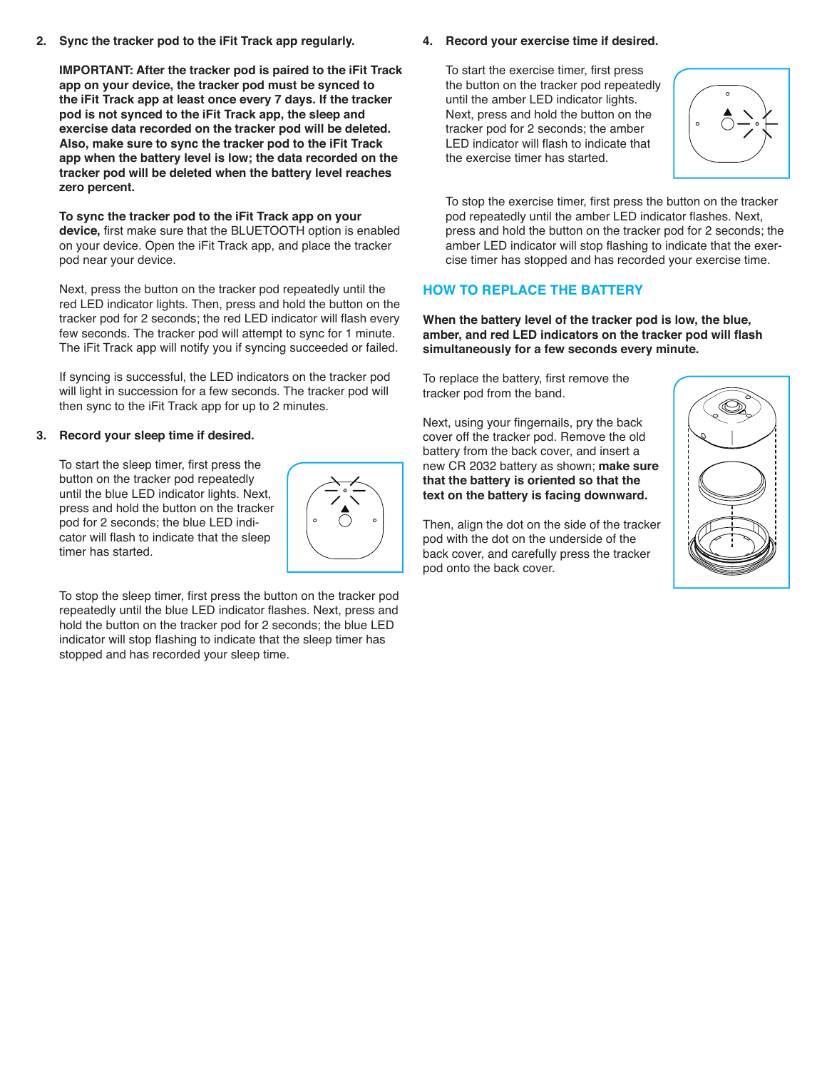2. **Sync the tracker pod to the iFit Track app regularly.**

   **IMPORTANT: After the tracker pod is paired to the iFit Track app on your device, the tracker pod must be synced to the iFit Track app at least once every 7 days. If the tracker pod is not synced to the iFit Track app, the sleep and exercise data recorded on the tracker pod will be deleted. Also, make sure to sync the tracker pod to the iFit Track app when the battery level is low; the data recorded on the tracker pod will be deleted when the battery level reaches zero percent.**

   **To sync the tracker pod to the iFit Track app on your device,** first make sure that the BLUETOOTH option is enabled on your device. Open the iFit Track app, and place the tracker pod near your device.

   Next, press the button on the tracker pod repeatedly until the red LED indicator lights. Then, press and hold the button on the tracker pod for 2 seconds; the red LED indicator will flash every few seconds. The tracker pod will attempt to sync for 1 minute. The iFit Track app will notify you if syncing succeeded or failed.

   If syncing is successful, the LED indicators on the tracker pod will light in succession for a few seconds. The tracker pod will then sync to the iFit Track app for up to 2 minutes.

3. **Record your sleep time if desired.**

   To start the sleep timer, first press the button on the tracker pod repeatedly until the blue LED indicator lights. Next, press and hold the button on the tracker pod for 2 seconds; the blue LED indicator will flash to indicate that the sleep timer has started.

   To stop the sleep timer, first press the button on the tracker pod repeatedly until the blue LED indicator flashes. Next, press and hold the button on the tracker pod for 2 seconds; the blue LED indicator will stop flashing to indicate that the sleep timer has stopped and has recorded your sleep time.

4. **Record your exercise time if desired.**

   To start the exercise timer, first press the button on the tracker pod repeatedly until the amber LED indicator lights. Next, press and hold the button on the tracker pod for 2 seconds; the amber LED indicator will flash to indicate that the exercise timer has started.

   To stop the exercise timer, first press the button on the tracker pod repeatedly until the amber LED indicator flashes. Next, press and hold the button on the tracker pod for 2 seconds; the amber LED indicator will stop flashing to indicate that the exercise timer has stopped and has recorded your exercise time.

## HOW TO REPLACE THE BATTERY

**When the battery level of the tracker pod is low, the blue, amber, and red LED indicators on the tracker pod will flash simultaneously for a few seconds every minute.**

To replace the battery, first remove the tracker pod from the band.

Next, using your fingernails, pry the back cover off the tracker pod. Remove the old battery from the back cover, and insert a new CR 2032 battery as shown; **make sure that the battery is oriented so that the text on the battery is facing downward.**

Then, align the dot on the side of the tracker pod with the dot on the underside of the back cover, and carefully press the tracker pod onto the back cover.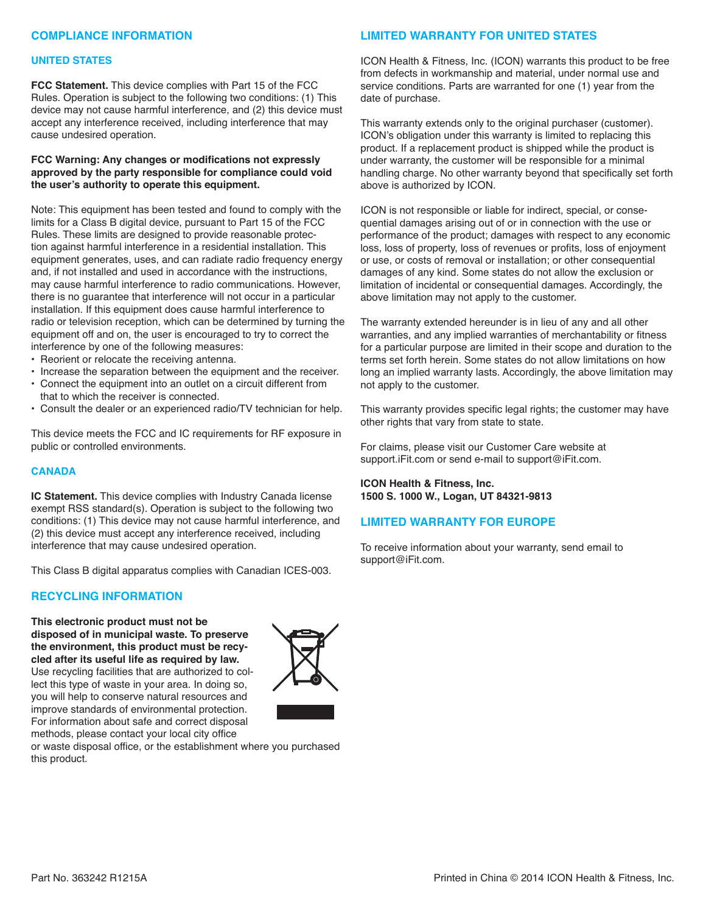## COMPLIANCE INFORMATION

### UNITED STATES

**FCC Statement.** This device complies with Part 15 of the FCC Rules. Operation is subject to the following two conditions: (1) This device may not cause harmful interference, and (2) this device must accept any interference received, including interference that may cause undesired operation.

**FCC Warning: Any changes or modifications not expressly approved by the party responsible for compliance could void the user's authority to operate this equipment.**

Note: This equipment has been tested and found to comply with the limits for a Class B digital device, pursuant to Part 15 of the FCC Rules. These limits are designed to provide reasonable protection against harmful interference in a residential installation. This equipment generates, uses, and can radiate radio frequency energy and, if not installed and used in accordance with the instructions, may cause harmful interference to radio communications. However, there is no guarantee that interference will not occur in a particular installation. If this equipment does cause harmful interference to radio or television reception, which can be determined by turning the equipment off and on, the user is encouraged to try to correct the interference by one of the following measures:

- Reorient or relocate the receiving antenna.
- Increase the separation between the equipment and the receiver.
- Connect the equipment into an outlet on a circuit different from that to which the receiver is connected.
- Consult the dealer or an experienced radio/TV technician for help.

This device meets the FCC and IC requirements for RF exposure in public or controlled environments.

### CANADA

**IC Statement.** This device complies with Industry Canada license exempt RSS standard(s). Operation is subject to the following two conditions: (1) This device may not cause harmful interference, and (2) this device must accept any interference received, including interference that may cause undesired operation.

This Class B digital apparatus complies with Canadian ICES-003.

## RECYCLING INFORMATION

**This electronic product must not be disposed of in municipal waste. To preserve the environment, this product must be recycled after its useful life as required by law.** Use recycling facilities that are authorized to collect this type of waste in your area. In doing so, you will help to conserve natural resources and improve standards of environmental protection. For information about safe and correct disposal methods, please contact your local city office or waste disposal office, or the establishment where you purchased this product.

## LIMITED WARRANTY FOR UNITED STATES

ICON Health & Fitness, Inc. (ICON) warrants this product to be free from defects in workmanship and material, under normal use and service conditions. Parts are warranted for one (1) year from the date of purchase.

This warranty extends only to the original purchaser (customer). ICON's obligation under this warranty is limited to replacing this product. If a replacement product is shipped while the product is under warranty, the customer will be responsible for a minimal handling charge. No other warranty beyond that specifically set forth above is authorized by ICON.

ICON is not responsible or liable for indirect, special, or consequential damages arising out of or in connection with the use or performance of the product; damages with respect to any economic loss, loss of property, loss of revenues or profits, loss of enjoyment or use, or costs of removal or installation; or other consequential damages of any kind. Some states do not allow the exclusion or limitation of incidental or consequential damages. Accordingly, the above limitation may not apply to the customer.

The warranty extended hereunder is in lieu of any and all other warranties, and any implied warranties of merchantability or fitness for a particular purpose are limited in their scope and duration to the terms set forth herein. Some states do not allow limitations on how long an implied warranty lasts. Accordingly, the above limitation may not apply to the customer.

This warranty provides specific legal rights; the customer may have other rights that vary from state to state.

For claims, please visit our Customer Care website at support.iFit.com or send e-mail to support@iFit.com.

**ICON Health & Fitness, Inc.**
**1500 S. 1000 W., Logan, UT 84321-9813**

## LIMITED WARRANTY FOR EUROPE

To receive information about your warranty, send email to support@iFit.com.

Part No. 363242 R1215A

Printed in China © 2014 ICON Health & Fitness, Inc.